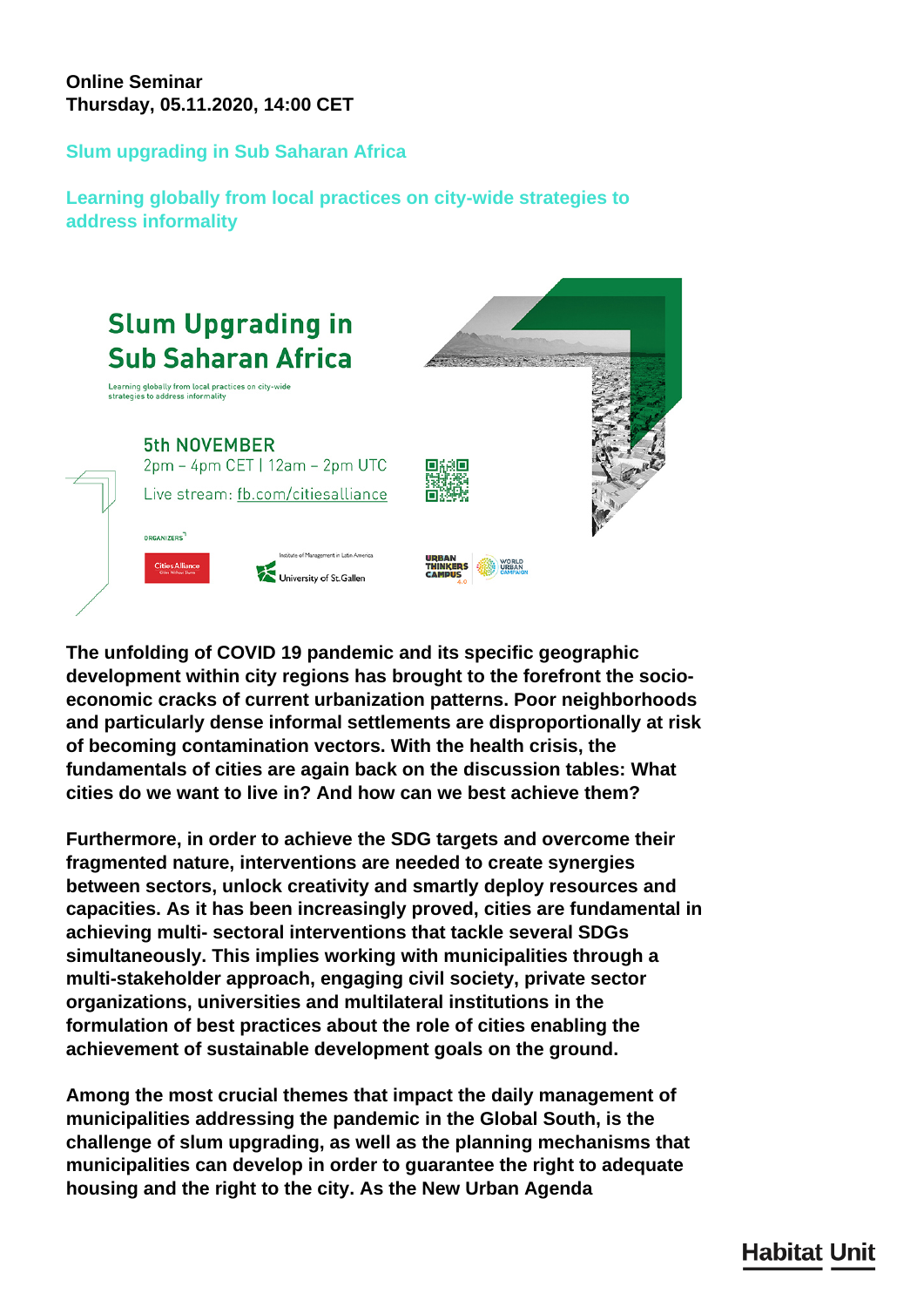**Online Seminar**
**Thursday, 05.11.2020, 14:00 CET**

## Slum upgrading in Sub Saharan Africa

### Learning globally from local practices on city-wide strategies to address informality

Slum Upgrading in Sub Saharan Africa

Learning globally from local practices on city-wide strategies to address informality

5th NOVEMBER
2pm – 4pm CET | 12am – 2pm UTC
Live stream: fb.com/citiesalliance

ORGANIZERS

Cities Alliance

Institute of Management in Latin America
University of St.Gallen

URBAN THINKERS CAMPUS 4.0

WORLD URBAN CAMPAIGN

**The unfolding of COVID 19 pandemic and its specific geographic development within city regions has brought to the forefront the socio-economic cracks of current urbanization patterns. Poor neighborhoods and particularly dense informal settlements are disproportionally at risk of becoming contamination vectors. With the health crisis, the fundamentals of cities are again back on the discussion tables: What cities do we want to live in? And how can we best achieve them?**

**Furthermore, in order to achieve the SDG targets and overcome their fragmented nature, interventions are needed to create synergies between sectors, unlock creativity and smartly deploy resources and capacities. As it has been increasingly proved, cities are fundamental in achieving multi- sectoral interventions that tackle several SDGs simultaneously. This implies working with municipalities through a multi-stakeholder approach, engaging civil society, private sector organizations, universities and multilateral institutions in the formulation of best practices about the role of cities enabling the achievement of sustainable development goals on the ground.**

**Among the most crucial themes that impact the daily management of municipalities addressing the pandemic in the Global South, is the challenge of slum upgrading, as well as the planning mechanisms that municipalities can develop in order to guarantee the right to adequate housing and the right to the city. As the New Urban Agenda**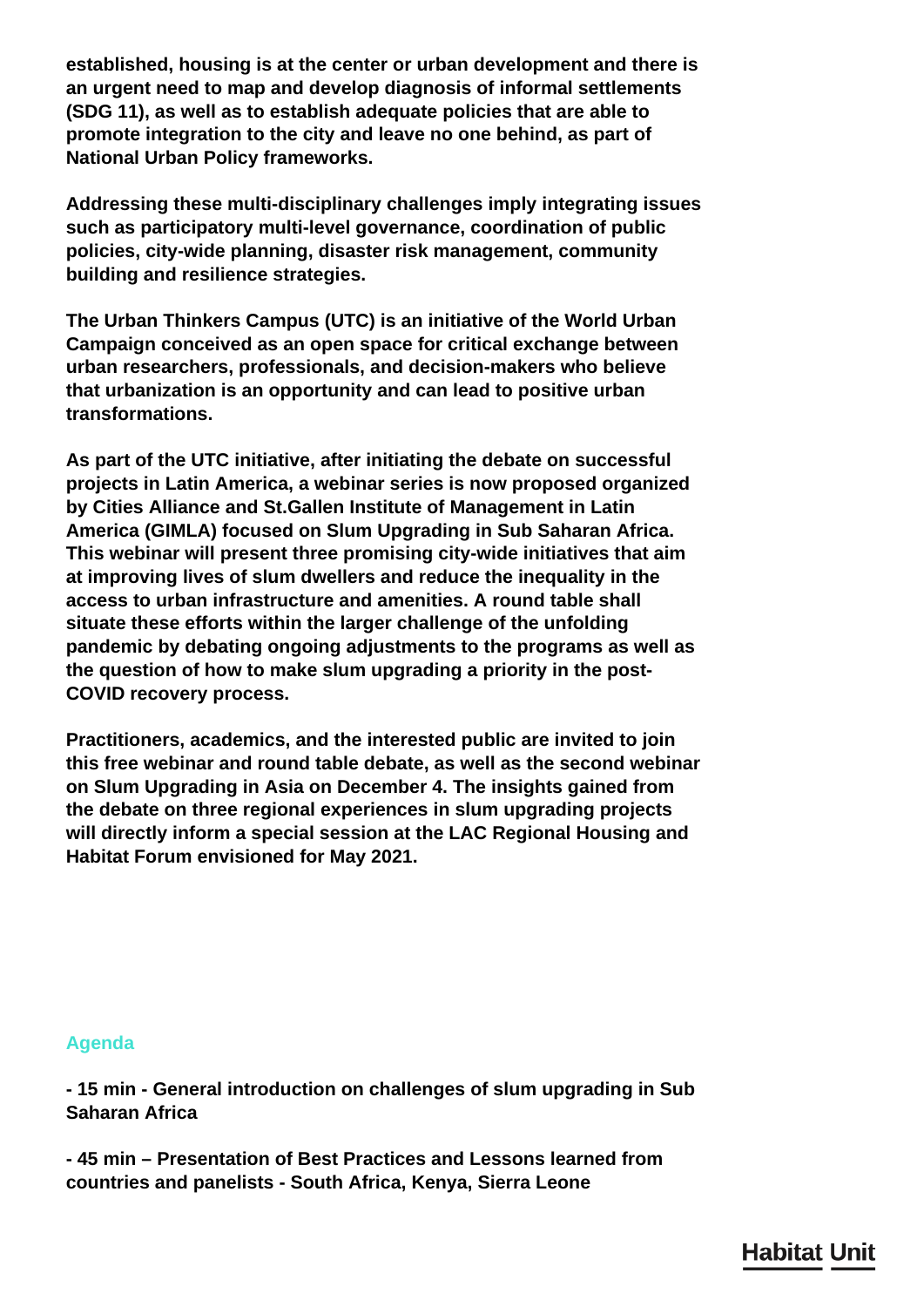**established, housing is at the center or urban development and there is an urgent need to map and develop diagnosis of informal settlements (SDG 11), as well as to establish adequate policies that are able to promote integration to the city and leave no one behind, as part of National Urban Policy frameworks.**

**Addressing these multi-disciplinary challenges imply integrating issues such as participatory multi-level governance, coordination of public policies, city-wide planning, disaster risk management, community building and resilience strategies.**

**The Urban Thinkers Campus (UTC) is an initiative of the World Urban Campaign conceived as an open space for critical exchange between urban researchers, professionals, and decision-makers who believe that urbanization is an opportunity and can lead to positive urban transformations.**

**As part of the UTC initiative, after initiating the debate on successful projects in Latin America, a webinar series is now proposed organized by Cities Alliance and St.Gallen Institute of Management in Latin America (GIMLA) focused on Slum Upgrading in Sub Saharan Africa. This webinar will present three promising city-wide initiatives that aim at improving lives of slum dwellers and reduce the inequality in the access to urban infrastructure and amenities. A round table shall situate these efforts within the larger challenge of the unfolding pandemic by debating ongoing adjustments to the programs as well as the question of how to make slum upgrading a priority in the post-COVID recovery process.**

**Practitioners, academics, and the interested public are invited to join this free webinar and round table debate, as well as the second webinar on Slum Upgrading in Asia on December 4. The insights gained from the debate on three regional experiences in slum upgrading projects will directly inform a special session at the LAC Regional Housing and Habitat Forum envisioned for May 2021.**

## Agenda

**- 15 min - General introduction on challenges of slum upgrading in Sub Saharan Africa**

**- 45 min – Presentation of Best Practices and Lessons learned from countries and panelists - South Africa, Kenya, Sierra Leone**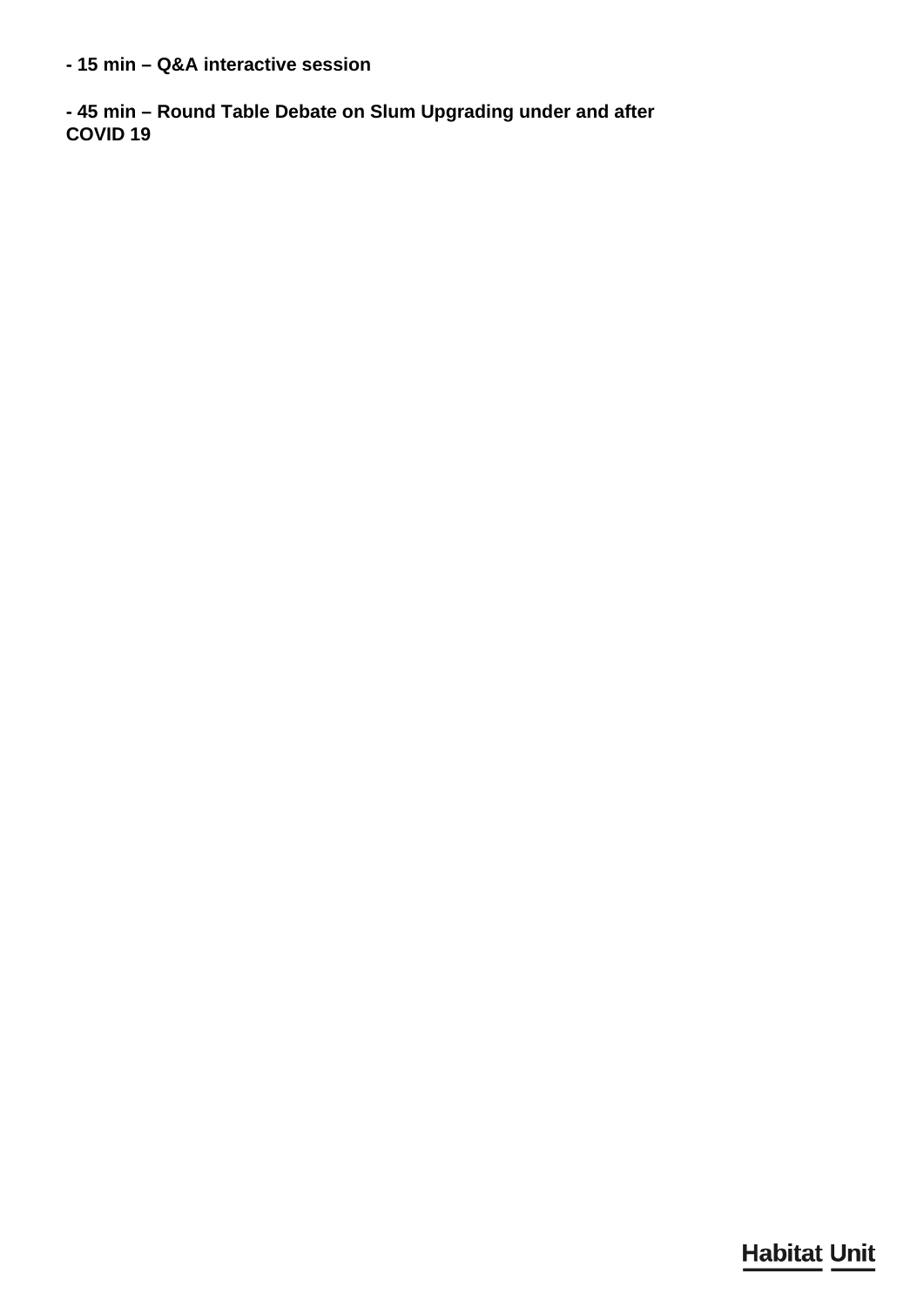**- 15 min – Q&A interactive session**

**- 45 min – Round Table Debate on Slum Upgrading under and after COVID 19**